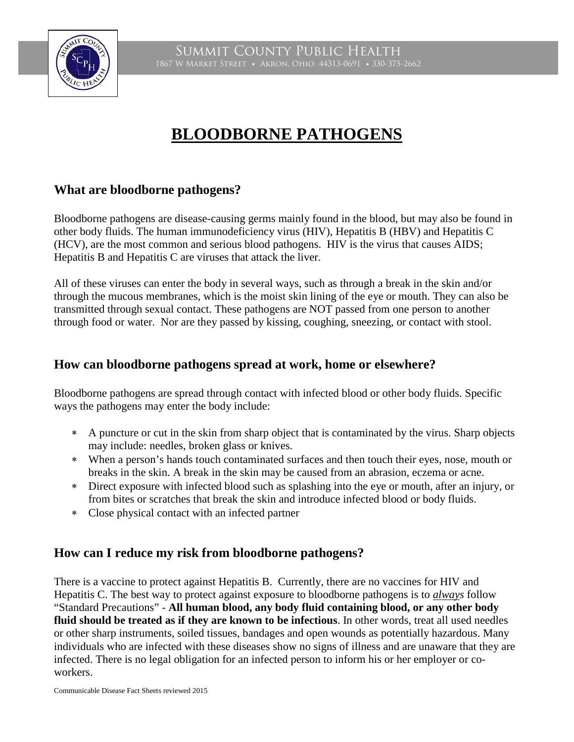SUMMIT COUNTY PUBLIC HEALTH
1867 W MARKET STREET • AKRON, OHIO 44313-0691 • 330-375-2662

# BLOODBORNE PATHOGENS

## What are bloodborne pathogens?

Bloodborne pathogens are disease-causing germs mainly found in the blood, but may also be found in other body fluids. The human immunodeficiency virus (HIV), Hepatitis B (HBV) and Hepatitis C (HCV), are the most common and serious blood pathogens. HIV is the virus that causes AIDS; Hepatitis B and Hepatitis C are viruses that attack the liver.

All of these viruses can enter the body in several ways, such as through a break in the skin and/or through the mucous membranes, which is the moist skin lining of the eye or mouth. They can also be transmitted through sexual contact. These pathogens are NOT passed from one person to another through food or water. Nor are they passed by kissing, coughing, sneezing, or contact with stool.

## How can bloodborne pathogens spread at work, home or elsewhere?

Bloodborne pathogens are spread through contact with infected blood or other body fluids. Specific ways the pathogens may enter the body include:

- A puncture or cut in the skin from sharp object that is contaminated by the virus. Sharp objects may include: needles, broken glass or knives.
- When a person's hands touch contaminated surfaces and then touch their eyes, nose, mouth or breaks in the skin. A break in the skin may be caused from an abrasion, eczema or acne.
- Direct exposure with infected blood such as splashing into the eye or mouth, after an injury, or from bites or scratches that break the skin and introduce infected blood or body fluids.
- Close physical contact with an infected partner

## How can I reduce my risk from bloodborne pathogens?

There is a vaccine to protect against Hepatitis B. Currently, there are no vaccines for HIV and Hepatitis C. The best way to protect against exposure to bloodborne pathogens is to ***always*** follow "Standard Precautions" - **All human blood, any body fluid containing blood, or any other body fluid should be treated as if they are known to be infectious**. In other words, treat all used needles or other sharp instruments, soiled tissues, bandages and open wounds as potentially hazardous. Many individuals who are infected with these diseases show no signs of illness and are unaware that they are infected. There is no legal obligation for an infected person to inform his or her employer or co-workers.

Communicable Disease Fact Sheets reviewed 2015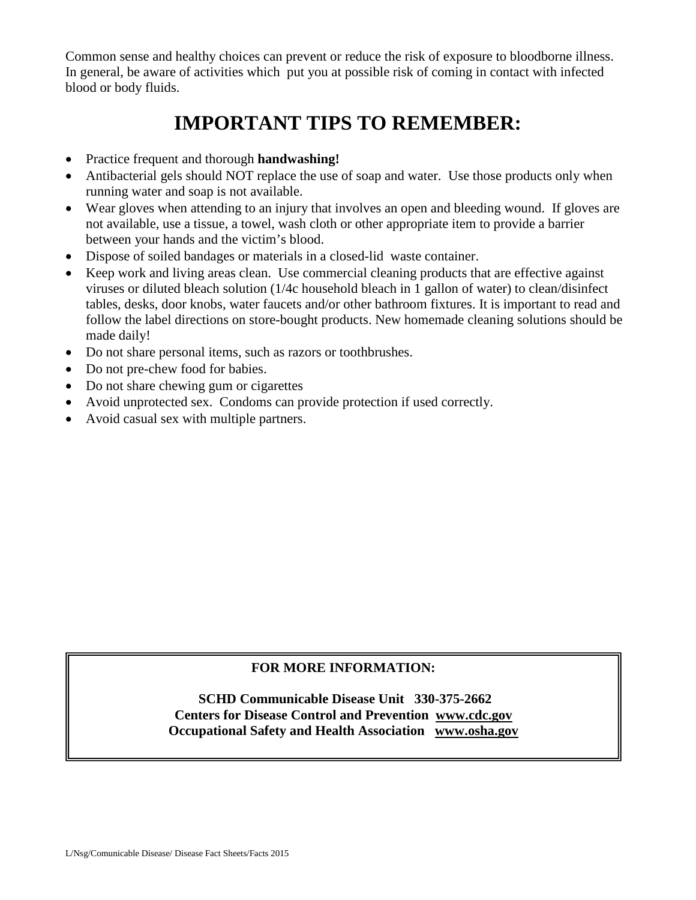Common sense and healthy choices can prevent or reduce the risk of exposure to bloodborne illness. In general, be aware of activities which put you at possible risk of coming in contact with infected blood or body fluids.

## IMPORTANT TIPS TO REMEMBER:

- Practice frequent and thorough **handwashing!**
- Antibacterial gels should NOT replace the use of soap and water. Use those products only when running water and soap is not available.
- Wear gloves when attending to an injury that involves an open and bleeding wound. If gloves are not available, use a tissue, a towel, wash cloth or other appropriate item to provide a barrier between your hands and the victim's blood.
- Dispose of soiled bandages or materials in a closed-lid waste container.
- Keep work and living areas clean. Use commercial cleaning products that are effective against viruses or diluted bleach solution (1/4c household bleach in 1 gallon of water) to clean/disinfect tables, desks, door knobs, water faucets and/or other bathroom fixtures. It is important to read and follow the label directions on store-bought products. New homemade cleaning solutions should be made daily!
- Do not share personal items, such as razors or toothbrushes.
- Do not pre-chew food for babies.
- Do not share chewing gum or cigarettes
- Avoid unprotected sex. Condoms can provide protection if used correctly.
- Avoid casual sex with multiple partners.

**FOR MORE INFORMATION:**

**SCHD Communicable Disease Unit 330-375-2662**
**Centers for Disease Control and Prevention www.cdc.gov**
**Occupational Safety and Health Association www.osha.gov**

L/Nsg/Comunicable Disease/ Disease Fact Sheets/Facts 2015